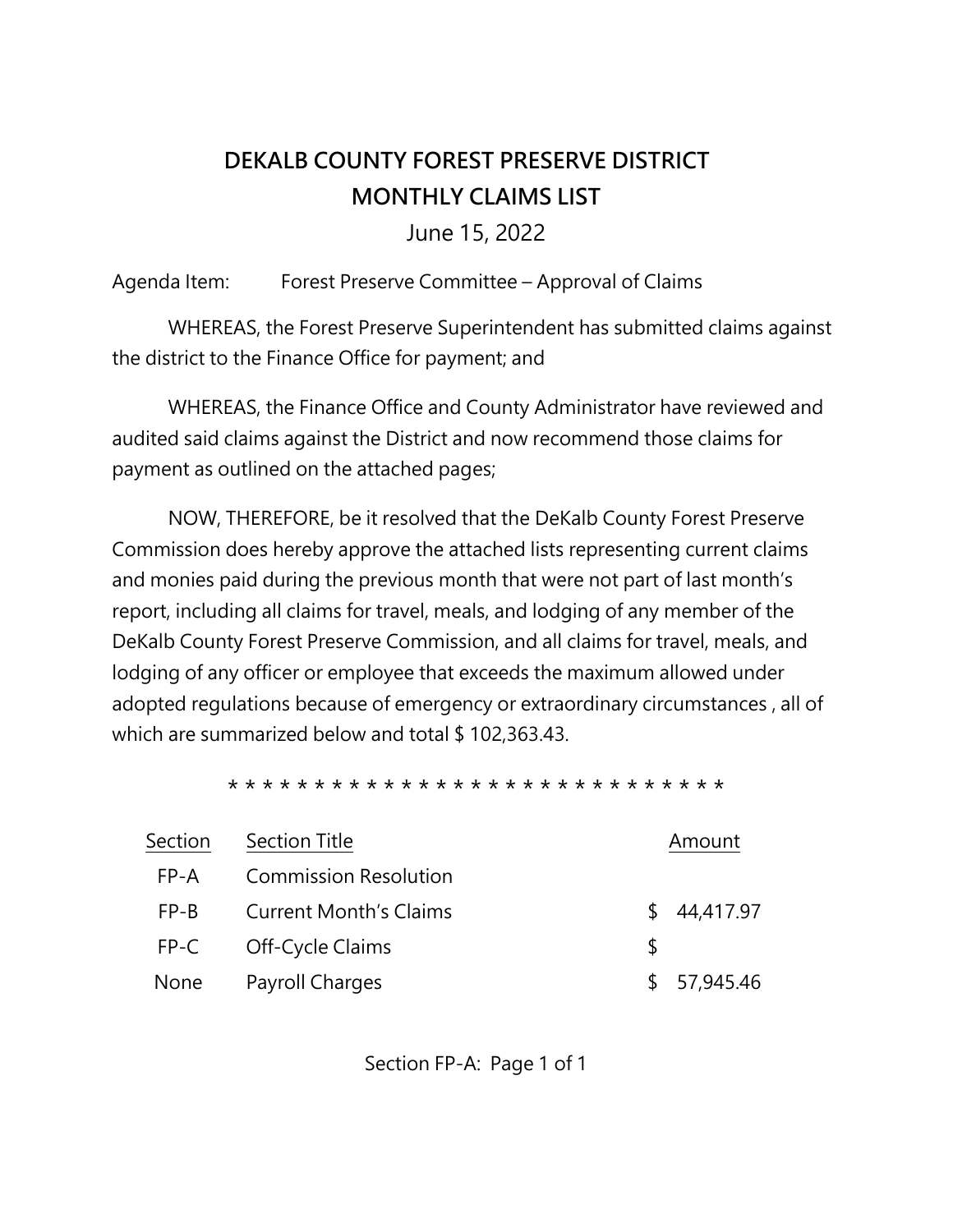# DEKALB COUNTY FOREST PRESERVE DISTRICT
## MONTHLY CLAIMS LIST

June 15, 2022

Agenda Item: Forest Preserve Committee – Approval of Claims

WHEREAS, the Forest Preserve Superintendent has submitted claims against the district to the Finance Office for payment; and

WHEREAS, the Finance Office and County Administrator have reviewed and audited said claims against the District and now recommend those claims for payment as outlined on the attached pages;

NOW, THEREFORE, be it resolved that the DeKalb County Forest Preserve Commission does hereby approve the attached lists representing current claims and monies paid during the previous month that were not part of last month's report, including all claims for travel, meals, and lodging of any member of the DeKalb County Forest Preserve Commission, and all claims for travel, meals, and lodging of any officer or employee that exceeds the maximum allowed under adopted regulations because of emergency or extraordinary circumstances , all of which are summarized below and total $ 102,363.43.

\* \* \* \* \* \* \* \* \* \* \* \* \* \* \* \* \* \* \* \* \* \* \* \* \* \* \* \* \* \*

| Section | Section Title | Amount |
|---|---|---|
| FP-A | Commission Resolution | |
| FP-B | Current Month's Claims | $ 44,417.97 |
| FP-C | Off-Cycle Claims | $ |
| None | Payroll Charges | $ 57,945.46 |

Section FP-A: Page 1 of 1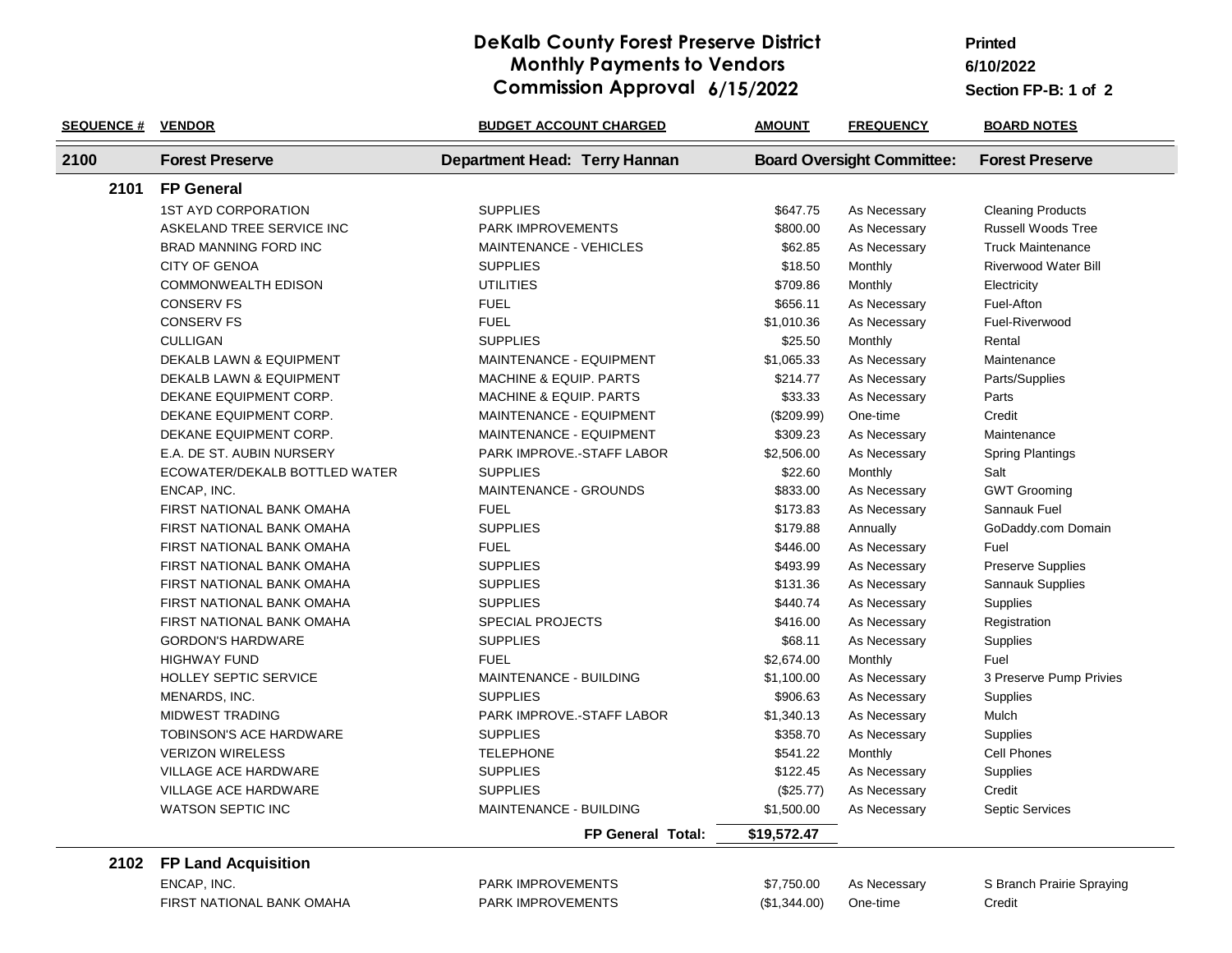# DeKalb County Forest Preserve District
## Monthly Payments to Vendors
## Commission Approval 6/15/2022

Printed 6/10/2022

Section FP-B: 1 of 2

| SEQUENCE # | VENDOR | BUDGET ACCOUNT CHARGED | AMOUNT | FREQUENCY | BOARD NOTES |
|---|---|---|---|---|---|
| **2100** | **Forest Preserve** | **Department Head: Terry Hannan** | **Board Oversight Committee:** | | **Forest Preserve** |
| **2101** | **FP General** | | | | |
| | 1ST AYD CORPORATION | SUPPLIES | $647.75 | As Necessary | Cleaning Products |
| | ASKELAND TREE SERVICE INC | PARK IMPROVEMENTS | $800.00 | As Necessary | Russell Woods Tree |
| | BRAD MANNING FORD INC | MAINTENANCE - VEHICLES | $62.85 | As Necessary | Truck Maintenance |
| | CITY OF GENOA | SUPPLIES | $18.50 | Monthly | Riverwood Water Bill |
| | COMMONWEALTH EDISON | UTILITIES | $709.86 | Monthly | Electricity |
| | CONSERV FS | FUEL | $656.11 | As Necessary | Fuel-Afton |
| | CONSERV FS | FUEL | $1,010.36 | As Necessary | Fuel-Riverwood |
| | CULLIGAN | SUPPLIES | $25.50 | Monthly | Rental |
| | DEKALB LAWN & EQUIPMENT | MAINTENANCE - EQUIPMENT | $1,065.33 | As Necessary | Maintenance |
| | DEKALB LAWN & EQUIPMENT | MACHINE & EQUIP. PARTS | $214.77 | As Necessary | Parts/Supplies |
| | DEKANE EQUIPMENT CORP. | MACHINE & EQUIP. PARTS | $33.33 | As Necessary | Parts |
| | DEKANE EQUIPMENT CORP. | MAINTENANCE - EQUIPMENT | ($209.99) | One-time | Credit |
| | DEKANE EQUIPMENT CORP. | MAINTENANCE - EQUIPMENT | $309.23 | As Necessary | Maintenance |
| | E.A. DE ST. AUBIN NURSERY | PARK IMPROVE.-STAFF LABOR | $2,506.00 | As Necessary | Spring Plantings |
| | ECOWATER/DEKALB BOTTLED WATER | SUPPLIES | $22.60 | Monthly | Salt |
| | ENCAP, INC. | MAINTENANCE - GROUNDS | $833.00 | As Necessary | GWT Grooming |
| | FIRST NATIONAL BANK OMAHA | FUEL | $173.83 | As Necessary | Sannauk Fuel |
| | FIRST NATIONAL BANK OMAHA | SUPPLIES | $179.88 | Annually | GoDaddy.com Domain |
| | FIRST NATIONAL BANK OMAHA | FUEL | $446.00 | As Necessary | Fuel |
| | FIRST NATIONAL BANK OMAHA | SUPPLIES | $493.99 | As Necessary | Preserve Supplies |
| | FIRST NATIONAL BANK OMAHA | SUPPLIES | $131.36 | As Necessary | Sannauk Supplies |
| | FIRST NATIONAL BANK OMAHA | SUPPLIES | $440.74 | As Necessary | Supplies |
| | FIRST NATIONAL BANK OMAHA | SPECIAL PROJECTS | $416.00 | As Necessary | Registration |
| | GORDON'S HARDWARE | SUPPLIES | $68.11 | As Necessary | Supplies |
| | HIGHWAY FUND | FUEL | $2,674.00 | Monthly | Fuel |
| | HOLLEY SEPTIC SERVICE | MAINTENANCE - BUILDING | $1,100.00 | As Necessary | 3 Preserve Pump Privies |
| | MENARDS, INC. | SUPPLIES | $906.63 | As Necessary | Supplies |
| | MIDWEST TRADING | PARK IMPROVE.-STAFF LABOR | $1,340.13 | As Necessary | Mulch |
| | TOBINSON'S ACE HARDWARE | SUPPLIES | $358.70 | As Necessary | Supplies |
| | VERIZON WIRELESS | TELEPHONE | $541.22 | Monthly | Cell Phones |
| | VILLAGE ACE HARDWARE | SUPPLIES | $122.45 | As Necessary | Supplies |
| | VILLAGE ACE HARDWARE | SUPPLIES | ($25.77) | As Necessary | Credit |
| | WATSON SEPTIC INC | MAINTENANCE - BUILDING | $1,500.00 | As Necessary | Septic Services |
| | | **FP General Total:** | **$19,572.47** | | |
| **2102** | **FP Land Acquisition** | | | | |
| | ENCAP, INC. | PARK IMPROVEMENTS | $7,750.00 | As Necessary | S Branch Prairie Spraying |
| | FIRST NATIONAL BANK OMAHA | PARK IMPROVEMENTS | ($1,344.00) | One-time | Credit |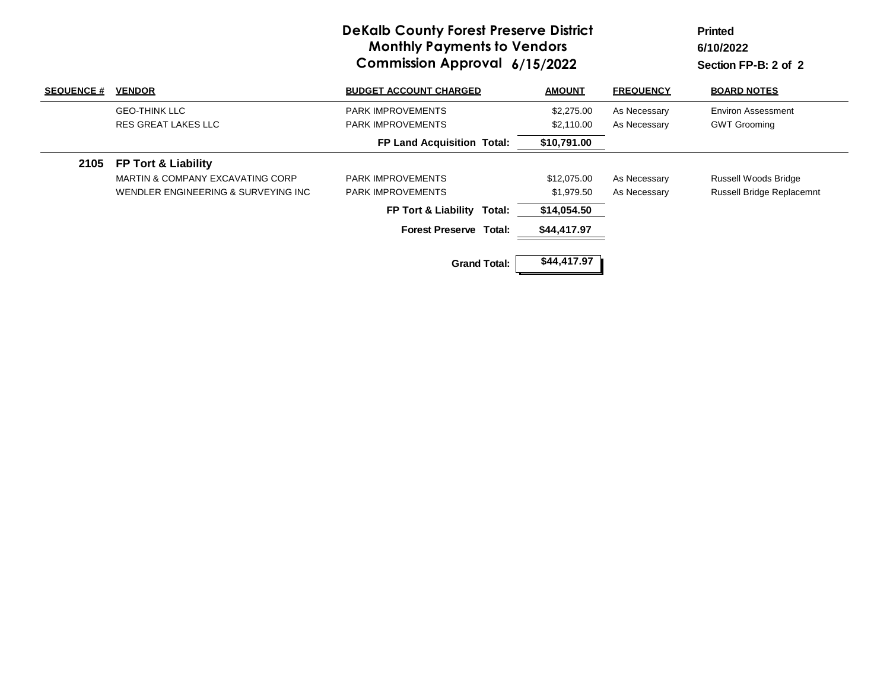# DeKalb County Forest Preserve District
## Monthly Payments to Vendors
## Commission Approval 6/15/2022

Printed 6/10/2022

Section FP-B: 2 of 2

| SEQUENCE # | VENDOR | BUDGET ACCOUNT CHARGED | AMOUNT | FREQUENCY | BOARD NOTES |
|---|---|---|---|---|---|
| | GEO-THINK LLC | PARK IMPROVEMENTS | $2,275.00 | As Necessary | Environ Assessment |
| | RES GREAT LAKES LLC | PARK IMPROVEMENTS | $2,110.00 | As Necessary | GWT Grooming |
| | | **FP Land Acquisition Total:** | **$10,791.00** | | |
| **2105** | **FP Tort & Liability** | | | | |
| | MARTIN & COMPANY EXCAVATING CORP | PARK IMPROVEMENTS | $12,075.00 | As Necessary | Russell Woods Bridge |
| | WENDLER ENGINEERING & SURVEYING INC | PARK IMPROVEMENTS | $1,979.50 | As Necessary | Russell Bridge Replacemnt |
| | | **FP Tort & Liability Total:** | **$14,054.50** | | |
| | | **Forest Preserve Total:** | **$44,417.97** | | |
| | | **Grand Total:** | **$44,417.97** | | |